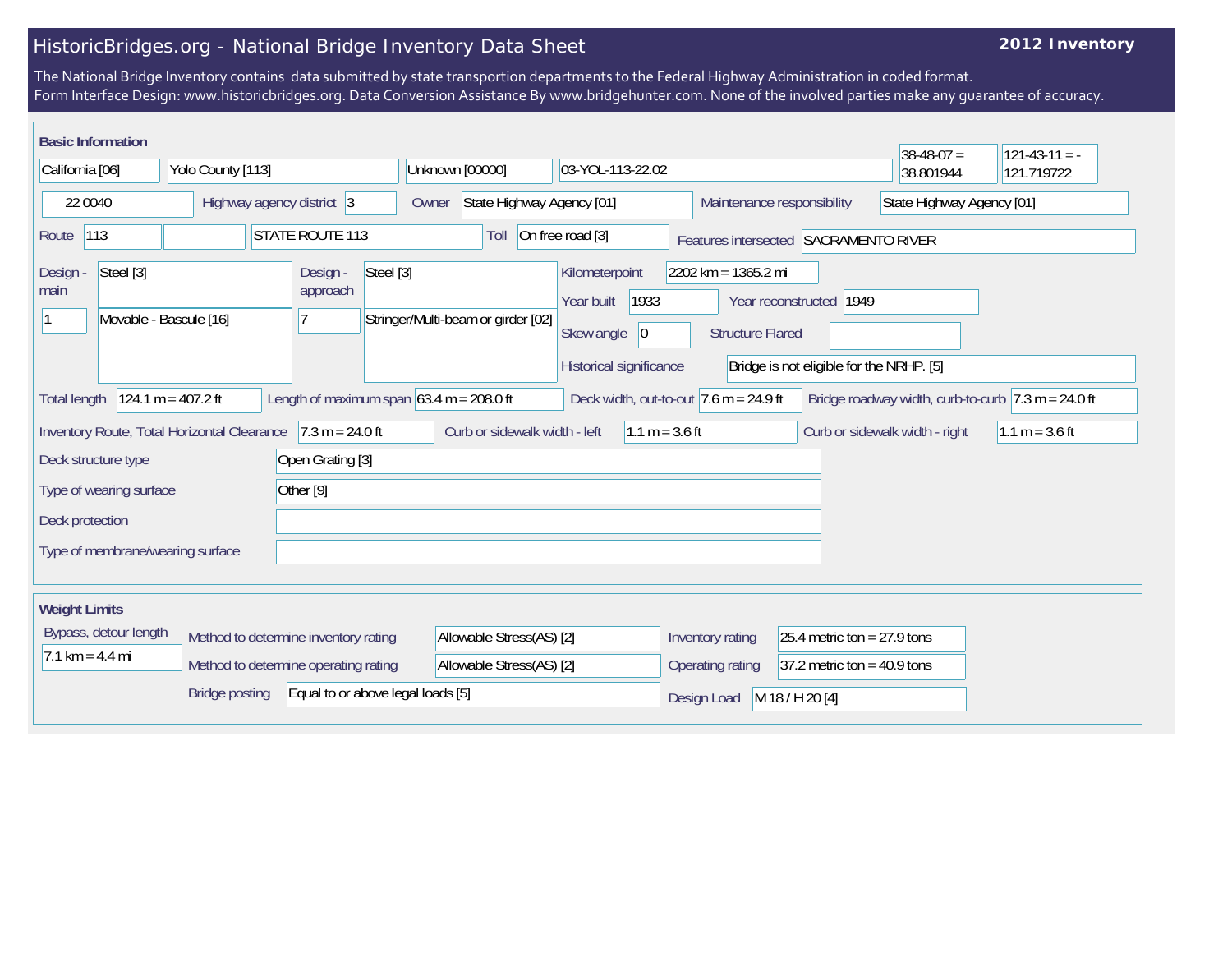# HistoricBridges.org - National Bridge Inventory Data Sheet

**2012 Inventory**

The National Bridge Inventory contains data submitted by state transportion departments to the Federal Highway Administration in coded format.
Form Interface Design: www.historicbridges.org. Data Conversion Assistance By www.bridgehunter.com. None of the involved parties make any guarantee of accuracy.

## Basic Information

| | |
|---|---|
| State | California [06] |
| County | Yolo County [113] |
| Place | Unknown [00000] |
| Location | 03-YOL-113-22.02 |
| Latitude | 38-48-07 = 38.801944 |
| Longitude | 121-43-11 = -121.719722 |
| Structure Number | 22 0040 |
| Highway agency district | 3 |
| Owner | State Highway Agency [01] |
| Maintenance responsibility | State Highway Agency [01] |
| Route | 113 |
| Facility carried | STATE ROUTE 113 |
| Toll | On free road [3] |
| Features intersected | SACRAMENTO RIVER |
| Design - main | Steel [3] |
| Number of main spans | 1 |
| Main span design | Movable - Bascule [16] |
| Design - approach | Steel [3] |
| Number of approach spans | 7 |
| Approach span design | Stringer/Multi-beam or girder [02] |
| Kilometerpoint | 2202 km = 1365.2 mi |
| Year built | 1933 |
| Year reconstructed | 1949 |
| Skew angle | 0 |
| Structure Flared | |
| Historical significance | Bridge is not eligible for the NRHP. [5] |
| Total length | 124.1 m = 407.2 ft |
| Length of maximum span | 63.4 m = 208.0 ft |
| Deck width, out-to-out | 7.6 m = 24.9 ft |
| Bridge roadway width, curb-to-curb | 7.3 m = 24.0 ft |
| Inventory Route, Total Horizontal Clearance | 7.3 m = 24.0 ft |
| Curb or sidewalk width - left | 1.1 m = 3.6 ft |
| Curb or sidewalk width - right | 1.1 m = 3.6 ft |
| Deck structure type | Open Grating [3] |
| Type of wearing surface | Other [9] |
| Deck protection | |
| Type of membrane/wearing surface | |

## Weight Limits

| | |
|---|---|
| Bypass, detour length | 7.1 km = 4.4 mi |
| Method to determine inventory rating | Allowable Stress(AS) [2] |
| Method to determine operating rating | Allowable Stress(AS) [2] |
| Bridge posting | Equal to or above legal loads [5] |
| Inventory rating | 25.4 metric ton = 27.9 tons |
| Operating rating | 37.2 metric ton = 40.9 tons |
| Design Load | M 18 / H 20 [4] |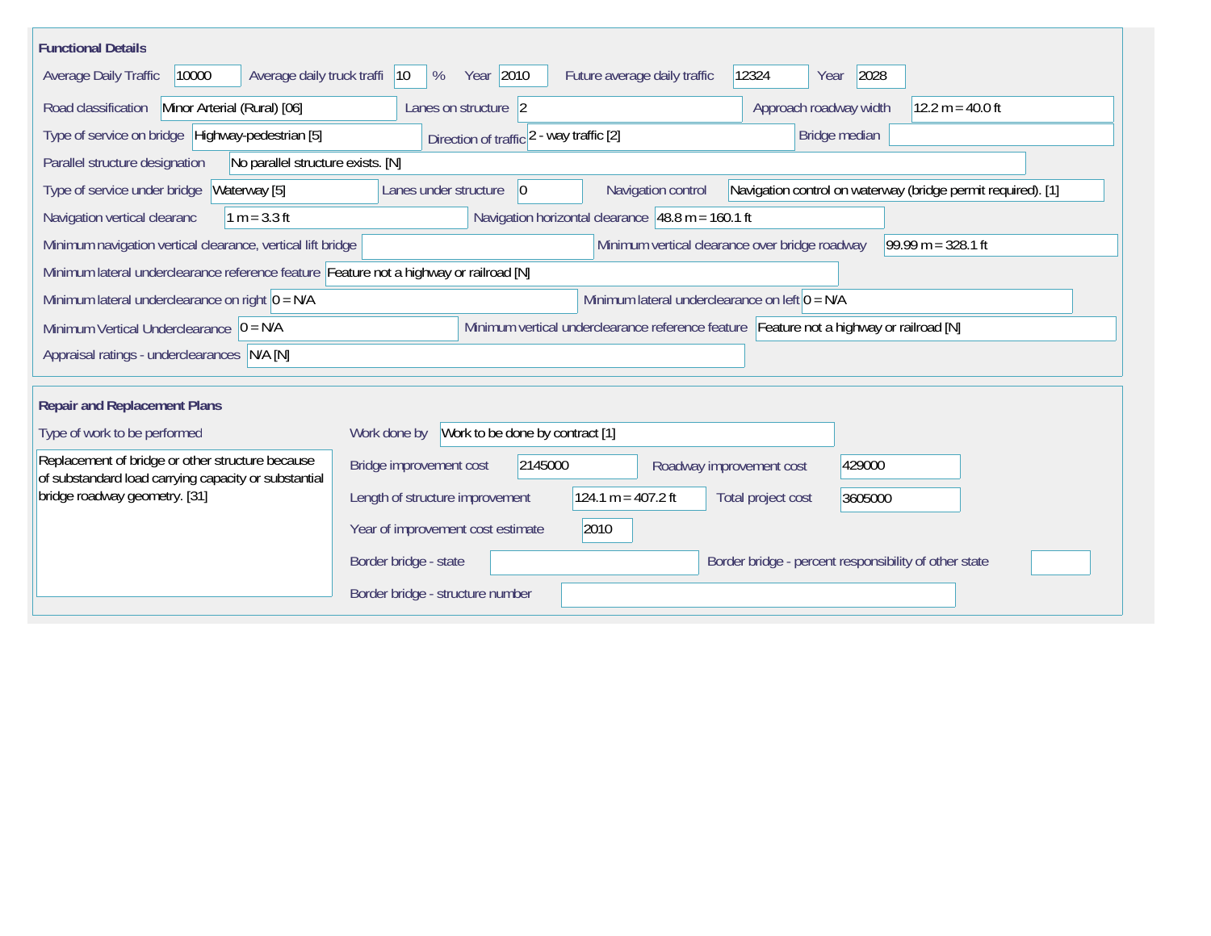## Functional Details

Average Daily Traffic: 10000
Average daily truck traffi: 10 %
Year: 2010
Future average daily traffic: 12324
Year: 2028

Road classification: Minor Arterial (Rural) [06]
Lanes on structure: 2
Approach roadway width: 12.2 m = 40.0 ft

Type of service on bridge: Highway-pedestrian [5]
Direction of traffic: 2 - way traffic [2]
Bridge median:

Parallel structure designation: No parallel structure exists. [N]

Type of service under bridge: Waterway [5]
Lanes under structure: 0
Navigation control: Navigation control on waterway (bridge permit required). [1]

Navigation vertical clearanc: 1 m = 3.3 ft
Navigation horizontal clearance: 48.8 m = 160.1 ft

Minimum navigation vertical clearance, vertical lift bridge:
Minimum vertical clearance over bridge roadway: 99.99 m = 328.1 ft

Minimum lateral underclearance reference feature: Feature not a highway or railroad [N]

Minimum lateral underclearance on right: 0 = N/A
Minimum lateral underclearance on left: 0 = N/A

Minimum Vertical Underclearance: 0 = N/A
Minimum vertical underclearance reference feature: Feature not a highway or railroad [N]

Appraisal ratings - underclearances: N/A [N]

## Repair and Replacement Plans

Type of work to be performed:
Replacement of bridge or other structure because of substandard load carrying capacity or substantial bridge roadway geometry. [31]

Work done by: Work to be done by contract [1]

Bridge improvement cost: 2145000
Roadway improvement cost: 429000

Length of structure improvement: 124.1 m = 407.2 ft
Total project cost: 3605000

Year of improvement cost estimate: 2010

Border bridge - state:
Border bridge - percent responsibility of other state:

Border bridge - structure number: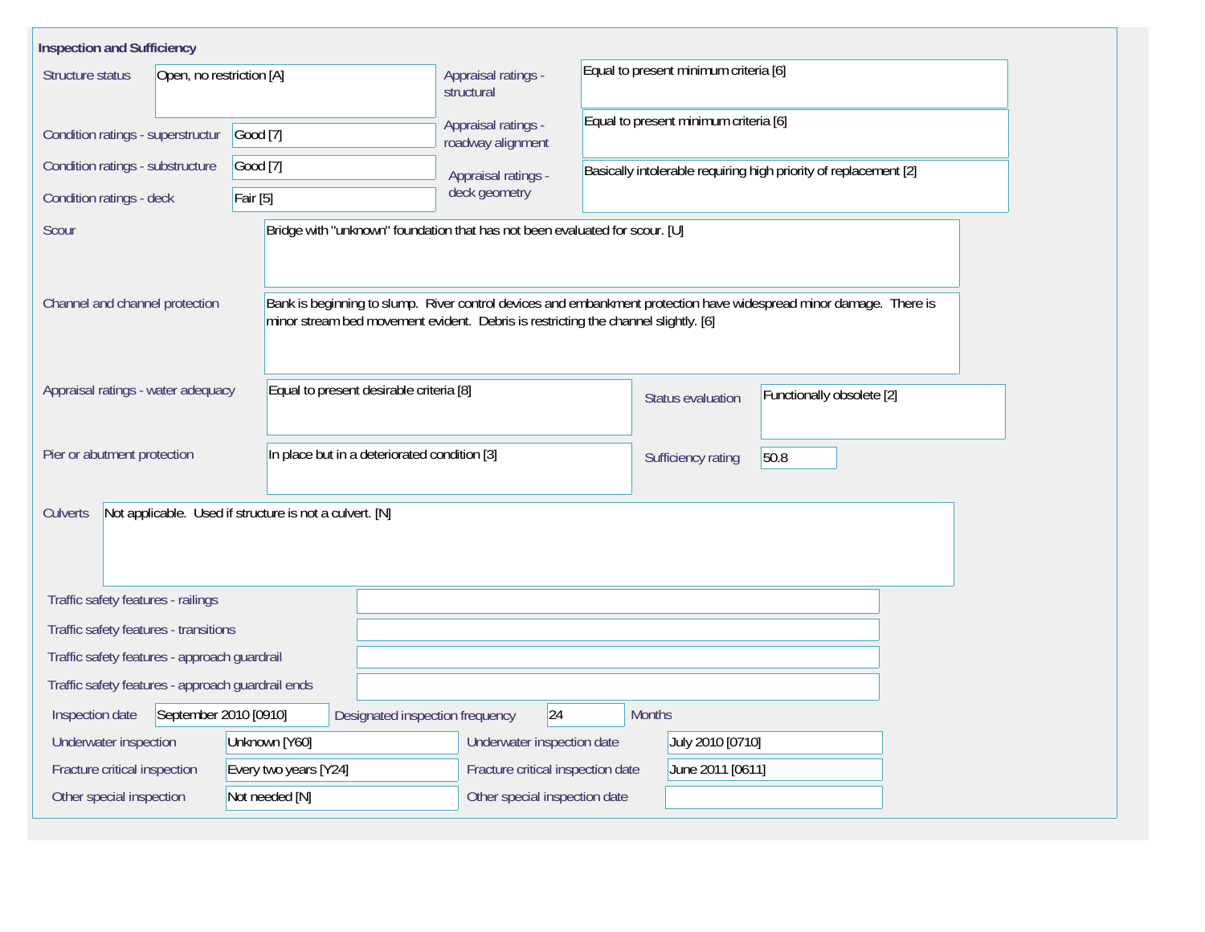## Inspection and Sufficiency

| | |
|---|---|
| Structure status | Open, no restriction [A] |
| Appraisal ratings - structural | Equal to present minimum criteria [6] |
| Condition ratings - superstructur | Good [7] |
| Appraisal ratings - roadway alignment | Equal to present minimum criteria [6] |
| Condition ratings - substructure | Good [7] |
| Appraisal ratings - deck geometry | Basically intolerable requiring high priority of replacement [2] |
| Condition ratings - deck | Fair [5] |
| Scour | Bridge with "unknown" foundation that has not been evaluated for scour. [U] |
| Channel and channel protection | Bank is beginning to slump. River control devices and embankment protection have widespread minor damage. There is minor stream bed movement evident. Debris is restricting the channel slightly. [6] |
| Appraisal ratings - water adequacy | Equal to present desirable criteria [8] |
| Status evaluation | Functionally obsolete [2] |
| Pier or abutment protection | In place but in a deteriorated condition [3] |
| Sufficiency rating | 50.8 |
| Culverts | Not applicable. Used if structure is not a culvert. [N] |
| Traffic safety features - railings | |
| Traffic safety features - transitions | |
| Traffic safety features - approach guardrail | |
| Traffic safety features - approach guardrail ends | |
| Inspection date | September 2010 [0910] |
| Designated inspection frequency | 24 Months |
| Underwater inspection | Unknown [Y60] |
| Underwater inspection date | July 2010 [0710] |
| Fracture critical inspection | Every two years [Y24] |
| Fracture critical inspection date | June 2011 [0611] |
| Other special inspection | Not needed [N] |
| Other special inspection date | |